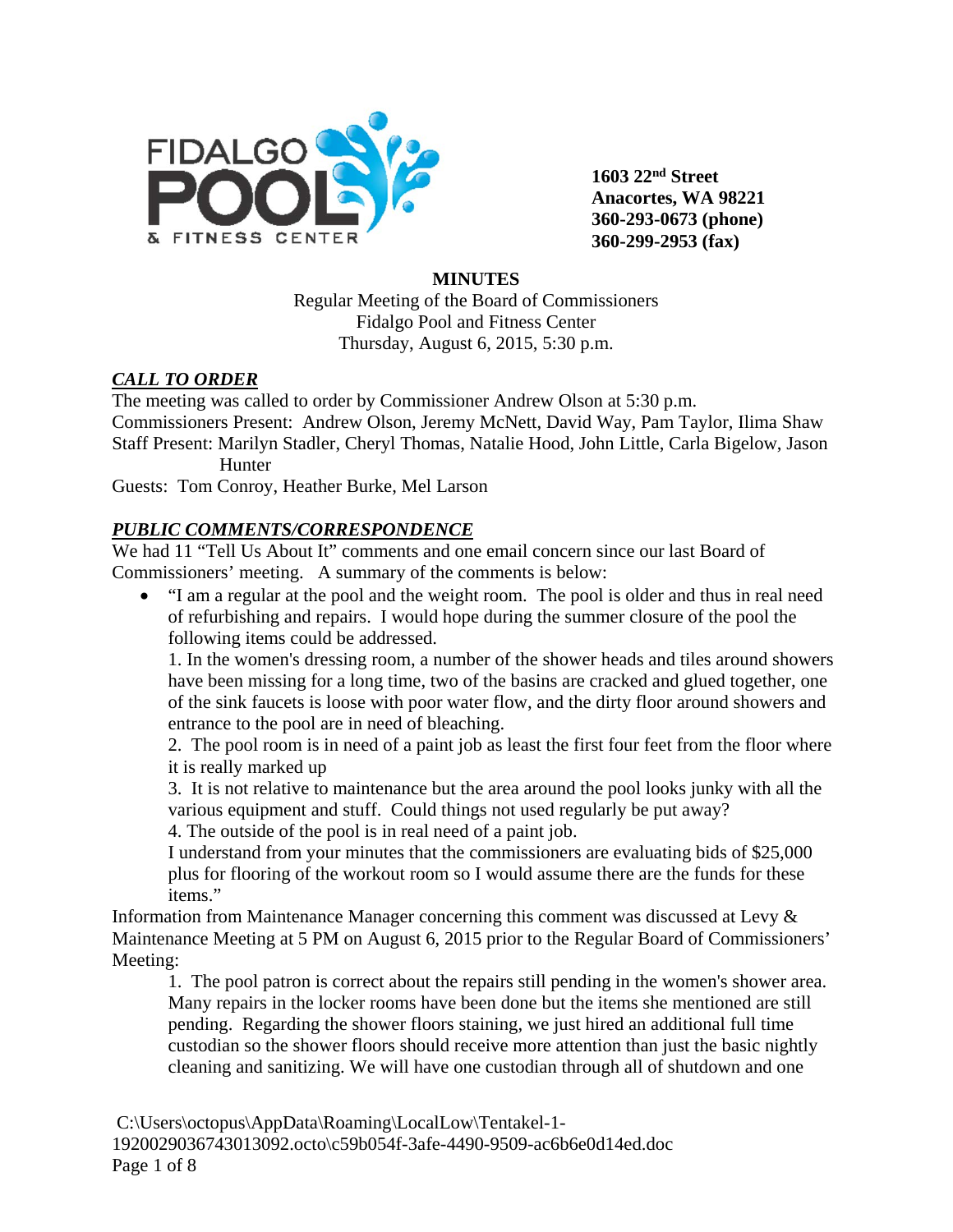**1603 22nd Street**
**Anacortes, WA 98221**
**360-293-0673 (phone)**
**360-299-2953 (fax)**

**MINUTES**

Regular Meeting of the Board of Commissioners
Fidalgo Pool and Fitness Center
Thursday, August 6, 2015, 5:30 p.m.

## *CALL TO ORDER*

The meeting was called to order by Commissioner Andrew Olson at 5:30 p.m.
Commissioners Present: Andrew Olson, Jeremy McNett, David Way, Pam Taylor, Ilima Shaw
Staff Present: Marilyn Stadler, Cheryl Thomas, Natalie Hood, John Little, Carla Bigelow, Jason Hunter
Guests: Tom Conroy, Heather Burke, Mel Larson

## *PUBLIC COMMENTS/CORRESPONDENCE*

We had 11 "Tell Us About It" comments and one email concern since our last Board of Commissioners' meeting. A summary of the comments is below:

- "I am a regular at the pool and the weight room. The pool is older and thus in real need of refurbishing and repairs. I would hope during the summer closure of the pool the following items could be addressed.

  1. In the women's dressing room, a number of the shower heads and tiles around showers have been missing for a long time, two of the basins are cracked and glued together, one of the sink faucets is loose with poor water flow, and the dirty floor around showers and entrance to the pool are in need of bleaching.
  2. The pool room is in need of a paint job as least the first four feet from the floor where it is really marked up
  3. It is not relative to maintenance but the area around the pool looks junky with all the various equipment and stuff. Could things not used regularly be put away?
  4. The outside of the pool is in real need of a paint job.

  I understand from your minutes that the commissioners are evaluating bids of $25,000 plus for flooring of the workout room so I would assume there are the funds for these items."

Information from Maintenance Manager concerning this comment was discussed at Levy & Maintenance Meeting at 5 PM on August 6, 2015 prior to the Regular Board of Commissioners' Meeting:

1. The pool patron is correct about the repairs still pending in the women's shower area. Many repairs in the locker rooms have been done but the items she mentioned are still pending. Regarding the shower floors staining, we just hired an additional full time custodian so the shower floors should receive more attention than just the basic nightly cleaning and sanitizing. We will have one custodian through all of shutdown and one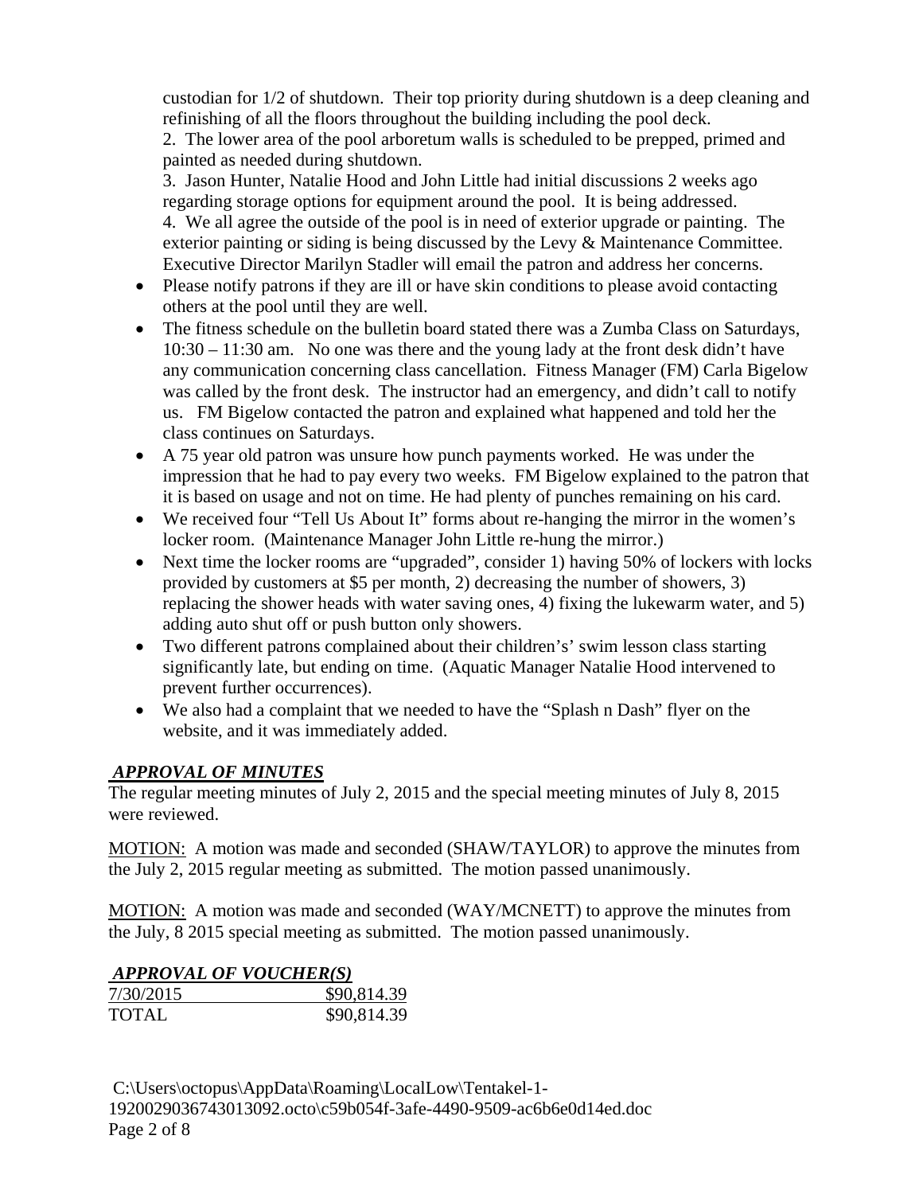custodian for 1/2 of shutdown. Their top priority during shutdown is a deep cleaning and refinishing of all the floors throughout the building including the pool deck.

2. The lower area of the pool arboretum walls is scheduled to be prepped, primed and painted as needed during shutdown.

3. Jason Hunter, Natalie Hood and John Little had initial discussions 2 weeks ago regarding storage options for equipment around the pool. It is being addressed.

4. We all agree the outside of the pool is in need of exterior upgrade or painting. The exterior painting or siding is being discussed by the Levy & Maintenance Committee. Executive Director Marilyn Stadler will email the patron and address her concerns.

- Please notify patrons if they are ill or have skin conditions to please avoid contacting others at the pool until they are well.
- The fitness schedule on the bulletin board stated there was a Zumba Class on Saturdays, 10:30 – 11:30 am. No one was there and the young lady at the front desk didn't have any communication concerning class cancellation. Fitness Manager (FM) Carla Bigelow was called by the front desk. The instructor had an emergency, and didn't call to notify us. FM Bigelow contacted the patron and explained what happened and told her the class continues on Saturdays.
- A 75 year old patron was unsure how punch payments worked. He was under the impression that he had to pay every two weeks. FM Bigelow explained to the patron that it is based on usage and not on time. He had plenty of punches remaining on his card.
- We received four "Tell Us About It" forms about re-hanging the mirror in the women's locker room. (Maintenance Manager John Little re-hung the mirror.)
- Next time the locker rooms are "upgraded", consider 1) having 50% of lockers with locks provided by customers at $5 per month, 2) decreasing the number of showers, 3) replacing the shower heads with water saving ones, 4) fixing the lukewarm water, and 5) adding auto shut off or push button only showers.
- Two different patrons complained about their children's' swim lesson class starting significantly late, but ending on time. (Aquatic Manager Natalie Hood intervened to prevent further occurrences).
- We also had a complaint that we needed to have the "Splash n Dash" flyer on the website, and it was immediately added.

## ***APPROVAL OF MINUTES***

The regular meeting minutes of July 2, 2015 and the special meeting minutes of July 8, 2015 were reviewed.

MOTION: A motion was made and seconded (SHAW/TAYLOR) to approve the minutes from the July 2, 2015 regular meeting as submitted. The motion passed unanimously.

MOTION: A motion was made and seconded (WAY/MCNETT) to approve the minutes from the July, 8 2015 special meeting as submitted. The motion passed unanimously.

## ***APPROVAL OF VOUCHER(S)***

| 7/30/2015 | $90,814.39 |
|---|---|
| TOTAL | $90,814.39 |

C:\Users\octopus\AppData\Roaming\LocalLow\Tentakel-1-1920029036743013092.octo\c59b054f-3afe-4490-9509-ac6b6e0d14ed.doc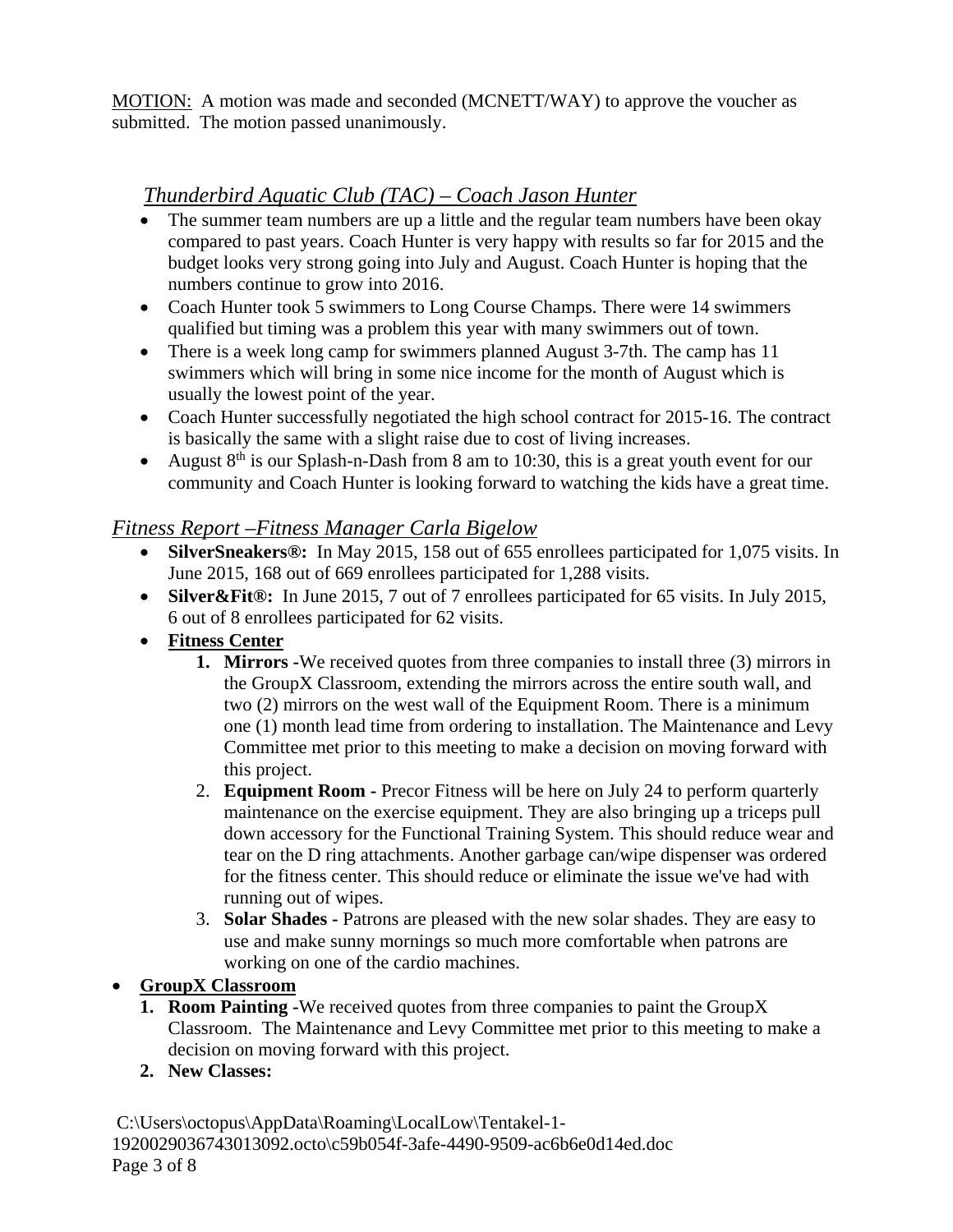MOTION: A motion was made and seconded (MCNETT/WAY) to approve the voucher as submitted. The motion passed unanimously.

### *Thunderbird Aquatic Club (TAC) – Coach Jason Hunter*

- The summer team numbers are up a little and the regular team numbers have been okay compared to past years. Coach Hunter is very happy with results so far for 2015 and the budget looks very strong going into July and August. Coach Hunter is hoping that the numbers continue to grow into 2016.
- Coach Hunter took 5 swimmers to Long Course Champs. There were 14 swimmers qualified but timing was a problem this year with many swimmers out of town.
- There is a week long camp for swimmers planned August 3-7th. The camp has 11 swimmers which will bring in some nice income for the month of August which is usually the lowest point of the year.
- Coach Hunter successfully negotiated the high school contract for 2015-16. The contract is basically the same with a slight raise due to cost of living increases.
- August 8th is our Splash-n-Dash from 8 am to 10:30, this is a great youth event for our community and Coach Hunter is looking forward to watching the kids have a great time.

### *Fitness Report –Fitness Manager Carla Bigelow*

- **SilverSneakers®:** In May 2015, 158 out of 655 enrollees participated for 1,075 visits. In June 2015, 168 out of 669 enrollees participated for 1,288 visits.
- **Silver&Fit®:** In June 2015, 7 out of 7 enrollees participated for 65 visits. In July 2015, 6 out of 8 enrollees participated for 62 visits.
- **Fitness Center**
  1. **Mirrors -**We received quotes from three companies to install three (3) mirrors in the GroupX Classroom, extending the mirrors across the entire south wall, and two (2) mirrors on the west wall of the Equipment Room. There is a minimum one (1) month lead time from ordering to installation. The Maintenance and Levy Committee met prior to this meeting to make a decision on moving forward with this project.
  2. **Equipment Room -** Precor Fitness will be here on July 24 to perform quarterly maintenance on the exercise equipment. They are also bringing up a triceps pull down accessory for the Functional Training System. This should reduce wear and tear on the D ring attachments. Another garbage can/wipe dispenser was ordered for the fitness center. This should reduce or eliminate the issue we've had with running out of wipes.
  3. **Solar Shades -** Patrons are pleased with the new solar shades. They are easy to use and make sunny mornings so much more comfortable when patrons are working on one of the cardio machines.
- **GroupX Classroom**
  1. **Room Painting -**We received quotes from three companies to paint the GroupX Classroom. The Maintenance and Levy Committee met prior to this meeting to make a decision on moving forward with this project.
  2. **New Classes:**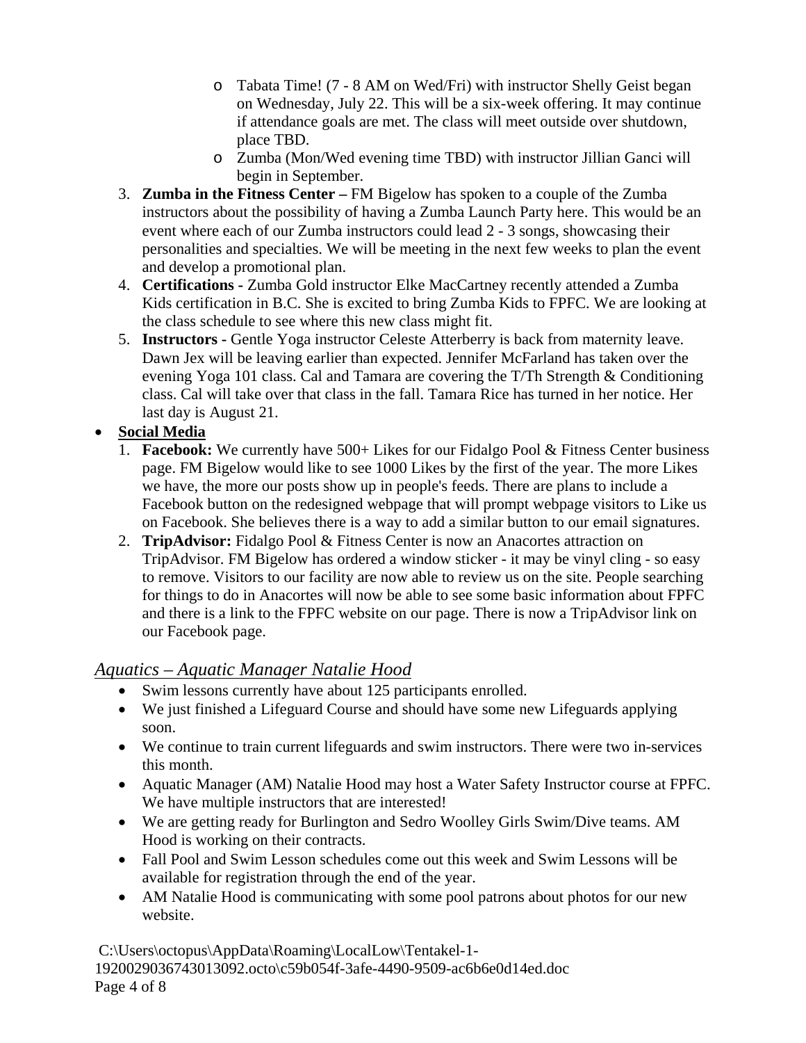- Tabata Time! (7 - 8 AM on Wed/Fri) with instructor Shelly Geist began on Wednesday, July 22. This will be a six-week offering. It may continue if attendance goals are met. The class will meet outside over shutdown, place TBD.
    - Zumba (Mon/Wed evening time TBD) with instructor Jillian Ganci will begin in September.
3. **Zumba in the Fitness Center –** FM Bigelow has spoken to a couple of the Zumba instructors about the possibility of having a Zumba Launch Party here. This would be an event where each of our Zumba instructors could lead 2 - 3 songs, showcasing their personalities and specialties. We will be meeting in the next few weeks to plan the event and develop a promotional plan.
4. **Certifications -** Zumba Gold instructor Elke MacCartney recently attended a Zumba Kids certification in B.C. She is excited to bring Zumba Kids to FPFC. We are looking at the class schedule to see where this new class might fit.
5. **Instructors -** Gentle Yoga instructor Celeste Atterberry is back from maternity leave. Dawn Jex will be leaving earlier than expected. Jennifer McFarland has taken over the evening Yoga 101 class. Cal and Tamara are covering the T/Th Strength & Conditioning class. Cal will take over that class in the fall. Tamara Rice has turned in her notice. Her last day is August 21.

- **Social Media**
  1. **Facebook:** We currently have 500+ Likes for our Fidalgo Pool & Fitness Center business page. FM Bigelow would like to see 1000 Likes by the first of the year. The more Likes we have, the more our posts show up in people's feeds. There are plans to include a Facebook button on the redesigned webpage that will prompt webpage visitors to Like us on Facebook. She believes there is a way to add a similar button to our email signatures.
  2. **TripAdvisor:** Fidalgo Pool & Fitness Center is now an Anacortes attraction on TripAdvisor. FM Bigelow has ordered a window sticker - it may be vinyl cling - so easy to remove. Visitors to our facility are now able to review us on the site. People searching for things to do in Anacortes will now be able to see some basic information about FPFC and there is a link to the FPFC website on our page. There is now a TripAdvisor link on our Facebook page.

## *Aquatics – Aquatic Manager Natalie Hood*

- Swim lessons currently have about 125 participants enrolled.
- We just finished a Lifeguard Course and should have some new Lifeguards applying soon.
- We continue to train current lifeguards and swim instructors. There were two in-services this month.
- Aquatic Manager (AM) Natalie Hood may host a Water Safety Instructor course at FPFC. We have multiple instructors that are interested!
- We are getting ready for Burlington and Sedro Woolley Girls Swim/Dive teams. AM Hood is working on their contracts.
- Fall Pool and Swim Lesson schedules come out this week and Swim Lessons will be available for registration through the end of the year.
- AM Natalie Hood is communicating with some pool patrons about photos for our new website.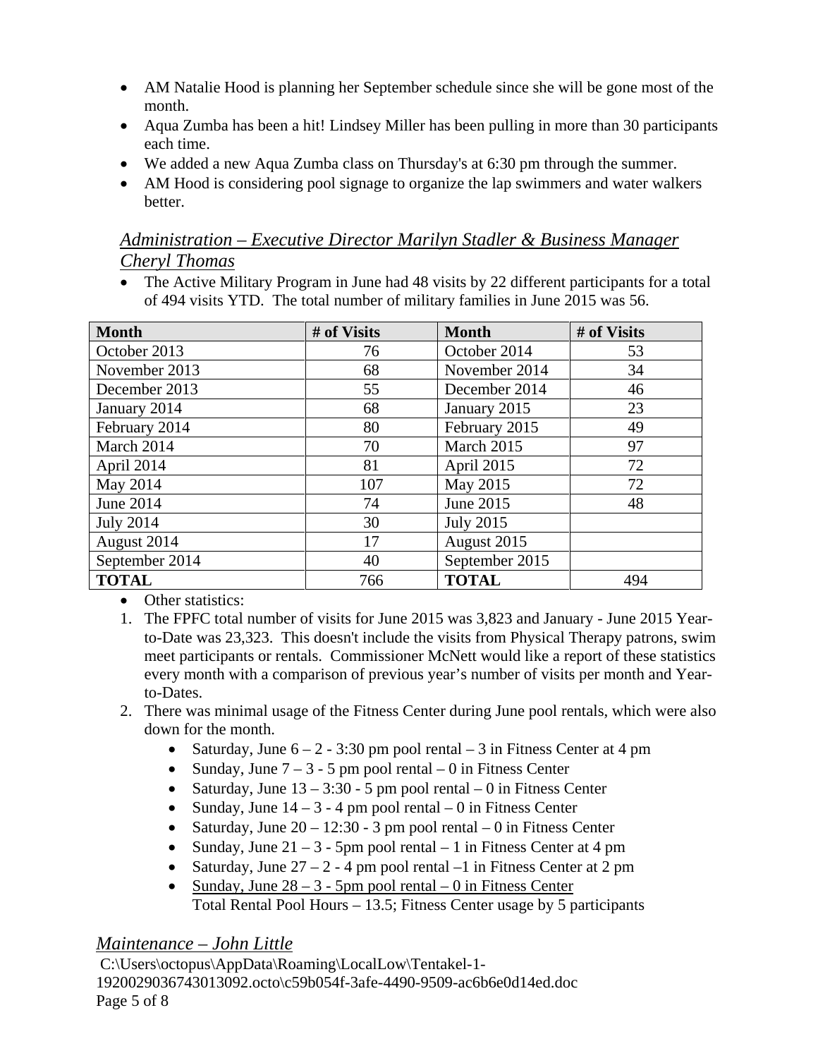- AM Natalie Hood is planning her September schedule since she will be gone most of the month.
- Aqua Zumba has been a hit! Lindsey Miller has been pulling in more than 30 participants each time.
- We added a new Aqua Zumba class on Thursday's at 6:30 pm through the summer.
- AM Hood is considering pool signage to organize the lap swimmers and water walkers better.

### *Administration – Executive Director Marilyn Stadler & Business Manager Cheryl Thomas*

- The Active Military Program in June had 48 visits by 22 different participants for a total of 494 visits YTD. The total number of military families in June 2015 was 56.

| Month | # of Visits | Month | # of Visits |
|---|---|---|---|
| October 2013 | 76 | October 2014 | 53 |
| November 2013 | 68 | November 2014 | 34 |
| December 2013 | 55 | December 2014 | 46 |
| January 2014 | 68 | January 2015 | 23 |
| February 2014 | 80 | February 2015 | 49 |
| March 2014 | 70 | March 2015 | 97 |
| April 2014 | 81 | April 2015 | 72 |
| May 2014 | 107 | May 2015 | 72 |
| June 2014 | 74 | June 2015 | 48 |
| July 2014 | 30 | July 2015 | |
| August 2014 | 17 | August 2015 | |
| September 2014 | 40 | September 2015 | |
| **TOTAL** | 766 | **TOTAL** | 494 |

- Other statistics:

1. The FPFC total number of visits for June 2015 was 3,823 and January - June 2015 Year-to-Date was 23,323. This doesn't include the visits from Physical Therapy patrons, swim meet participants or rentals. Commissioner McNett would like a report of these statistics every month with a comparison of previous year's number of visits per month and Year-to-Dates.
2. There was minimal usage of the Fitness Center during June pool rentals, which were also down for the month.
   - Saturday, June 6 – 2 - 3:30 pm pool rental – 3 in Fitness Center at 4 pm
   - Sunday, June 7 – 3 - 5 pm pool rental – 0 in Fitness Center
   - Saturday, June 13 – 3:30 - 5 pm pool rental – 0 in Fitness Center
   - Sunday, June 14 – 3 - 4 pm pool rental – 0 in Fitness Center
   - Saturday, June 20 – 12:30 - 3 pm pool rental – 0 in Fitness Center
   - Sunday, June 21 – 3 - 5pm pool rental – 1 in Fitness Center at 4 pm
   - Saturday, June 27 – 2 - 4 pm pool rental –1 in Fitness Center at 2 pm
   - Sunday, June 28 – 3 - 5pm pool rental – 0 in Fitness Center

   Total Rental Pool Hours – 13.5; Fitness Center usage by 5 participants

### *Maintenance – John Little*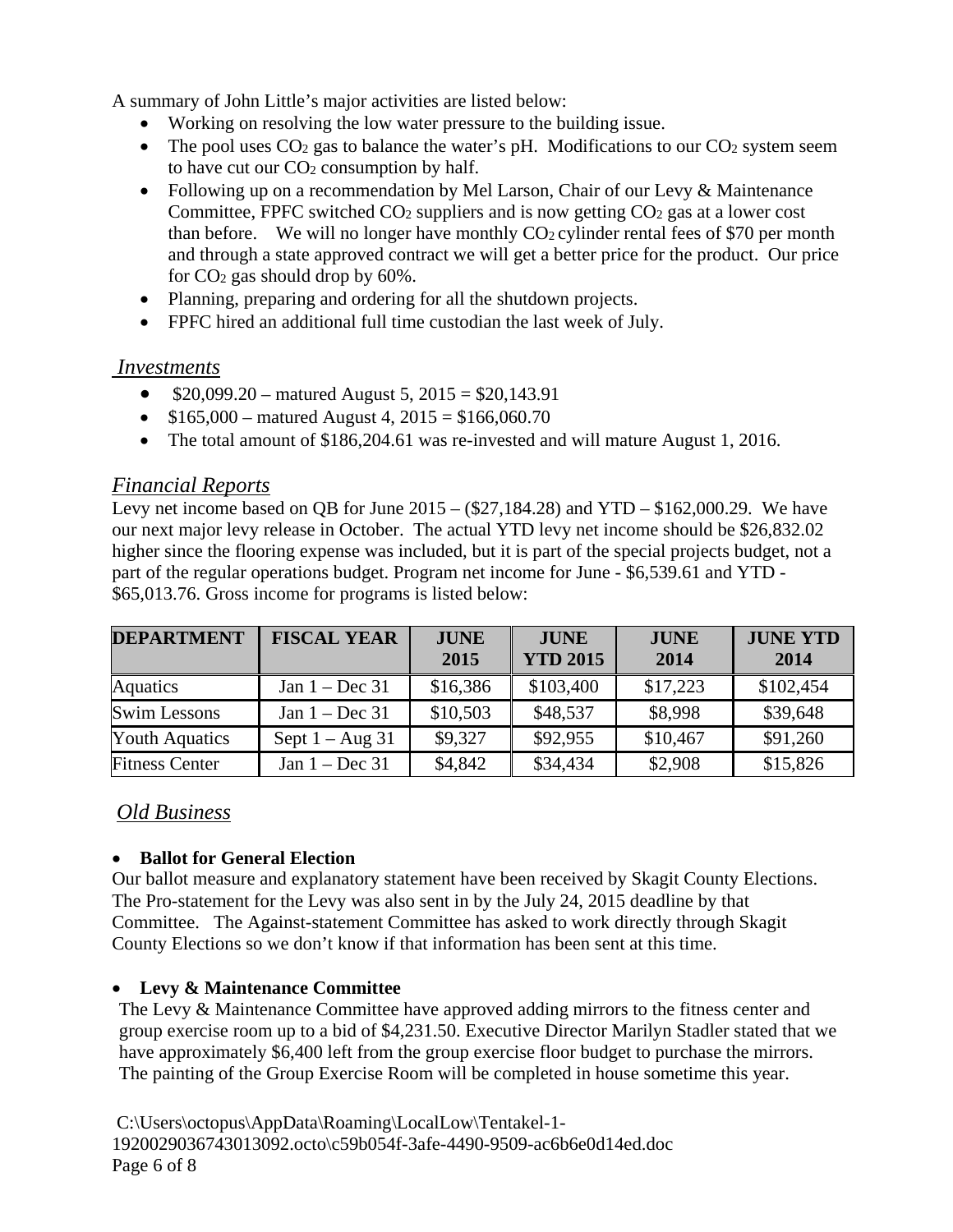A summary of John Little's major activities are listed below:

- Working on resolving the low water pressure to the building issue.
- The pool uses $CO_2$ gas to balance the water's pH. Modifications to our $CO_2$ system seem to have cut our $CO_2$ consumption by half.
- Following up on a recommendation by Mel Larson, Chair of our Levy & Maintenance Committee, FPFC switched $CO_2$ suppliers and is now getting $CO_2$ gas at a lower cost than before. We will no longer have monthly $CO_2$ cylinder rental fees of $70 per month and through a state approved contract we will get a better price for the product. Our price for $CO_2$ gas should drop by 60%.
- Planning, preparing and ordering for all the shutdown projects.
- FPFC hired an additional full time custodian the last week of July.

## *Investments*

- $20,099.20 – matured August 5, 2015 = $20,143.91
- $165,000 – matured August 4, 2015 = $166,060.70
- The total amount of $186,204.61 was re-invested and will mature August 1, 2016.

## *Financial Reports*

Levy net income based on QB for June 2015 – ($27,184.28) and YTD – $162,000.29. We have our next major levy release in October. The actual YTD levy net income should be $26,832.02 higher since the flooring expense was included, but it is part of the special projects budget, not a part of the regular operations budget. Program net income for June - $6,539.61 and YTD - $65,013.76. Gross income for programs is listed below:

| DEPARTMENT | FISCAL YEAR | JUNE 2015 | JUNE YTD 2015 | JUNE 2014 | JUNE YTD 2014 |
|---|---|---|---|---|---|
| Aquatics | Jan 1 – Dec 31 | $16,386 | $103,400 | $17,223 | $102,454 |
| Swim Lessons | Jan 1 – Dec 31 | $10,503 | $48,537 | $8,998 | $39,648 |
| Youth Aquatics | Sept 1 – Aug 31 | $9,327 | $92,955 | $10,467 | $91,260 |
| Fitness Center | Jan 1 – Dec 31 | $4,842 | $34,434 | $2,908 | $15,826 |

## *Old Business*

- **Ballot for General Election**

Our ballot measure and explanatory statement have been received by Skagit County Elections. The Pro-statement for the Levy was also sent in by the July 24, 2015 deadline by that Committee. The Against-statement Committee has asked to work directly through Skagit County Elections so we don't know if that information has been sent at this time.

- **Levy & Maintenance Committee**

The Levy & Maintenance Committee have approved adding mirrors to the fitness center and group exercise room up to a bid of $4,231.50. Executive Director Marilyn Stadler stated that we have approximately $6,400 left from the group exercise floor budget to purchase the mirrors. The painting of the Group Exercise Room will be completed in house sometime this year.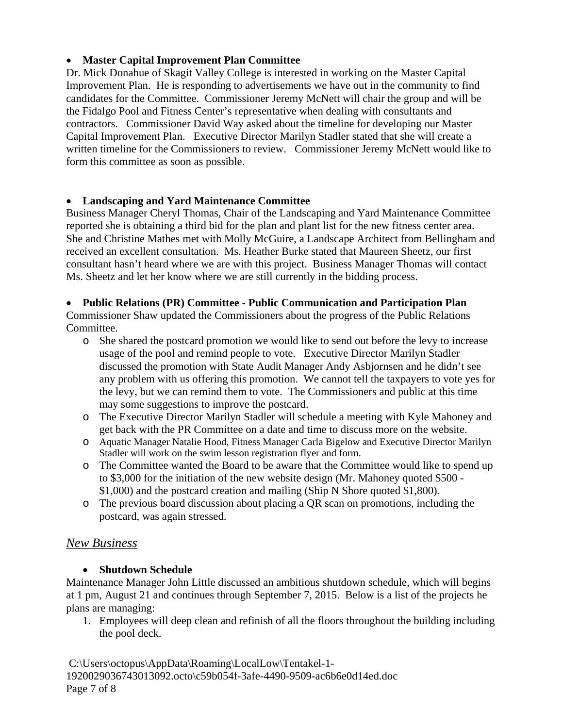- **Master Capital Improvement Plan Committee**

Dr. Mick Donahue of Skagit Valley College is interested in working on the Master Capital Improvement Plan. He is responding to advertisements we have out in the community to find candidates for the Committee. Commissioner Jeremy McNett will chair the group and will be the Fidalgo Pool and Fitness Center's representative when dealing with consultants and contractors. Commissioner David Way asked about the timeline for developing our Master Capital Improvement Plan. Executive Director Marilyn Stadler stated that she will create a written timeline for the Commissioners to review. Commissioner Jeremy McNett would like to form this committee as soon as possible.

- **Landscaping and Yard Maintenance Committee**

Business Manager Cheryl Thomas, Chair of the Landscaping and Yard Maintenance Committee reported she is obtaining a third bid for the plan and plant list for the new fitness center area. She and Christine Mathes met with Molly McGuire, a Landscape Architect from Bellingham and received an excellent consultation. Ms. Heather Burke stated that Maureen Sheetz, our first consultant hasn't heard where we are with this project. Business Manager Thomas will contact Ms. Sheetz and let her know where we are still currently in the bidding process.

- **Public Relations (PR) Committee - Public Communication and Participation Plan**

Commissioner Shaw updated the Commissioners about the progress of the Public Relations Committee.

- She shared the postcard promotion we would like to send out before the levy to increase usage of the pool and remind people to vote. Executive Director Marilyn Stadler discussed the promotion with State Audit Manager Andy Asbjornsen and he didn't see any problem with us offering this promotion. We cannot tell the taxpayers to vote yes for the levy, but we can remind them to vote. The Commissioners and public at this time may some suggestions to improve the postcard.
- The Executive Director Marilyn Stadler will schedule a meeting with Kyle Mahoney and get back with the PR Committee on a date and time to discuss more on the website.
- Aquatic Manager Natalie Hood, Fitness Manager Carla Bigelow and Executive Director Marilyn Stadler will work on the swim lesson registration flyer and form.
- The Committee wanted the Board to be aware that the Committee would like to spend up to $3,000 for the initiation of the new website design (Mr. Mahoney quoted $500 - $1,000) and the postcard creation and mailing (Ship N Shore quoted $1,800).
- The previous board discussion about placing a QR scan on promotions, including the postcard, was again stressed.

## *New Business*

- **Shutdown Schedule**

Maintenance Manager John Little discussed an ambitious shutdown schedule, which will begins at 1 pm, August 21 and continues through September 7, 2015. Below is a list of the projects he plans are managing:

1. Employees will deep clean and refinish of all the floors throughout the building including the pool deck.

C:\Users\octopus\AppData\Roaming\LocalLow\Tentakel-1-1920029036743013092.octo\c59b054f-3afe-4490-9509-ac6b6e0d14ed.doc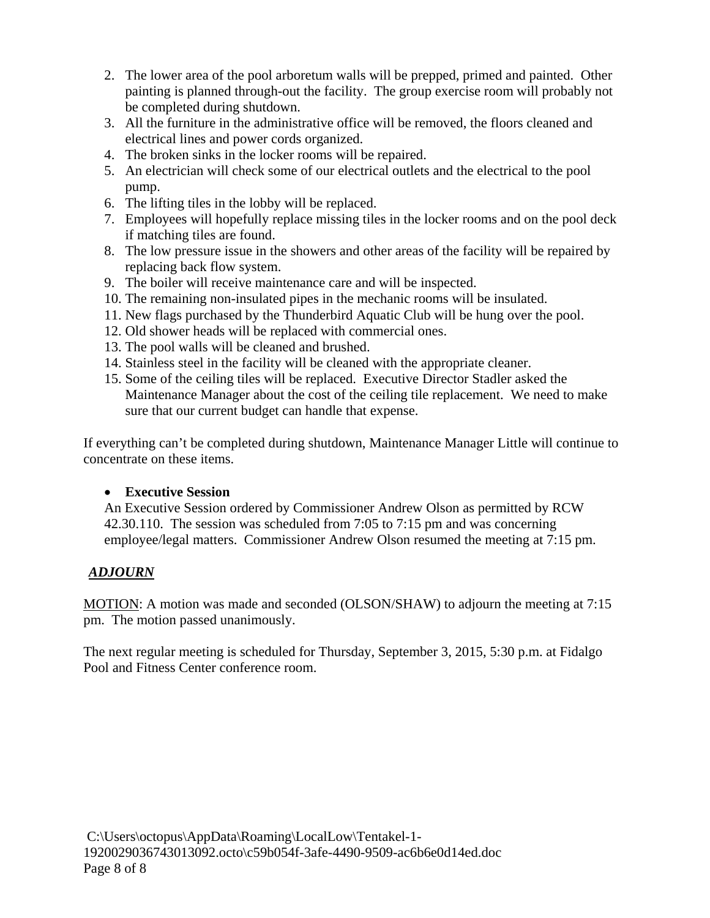2. The lower area of the pool arboretum walls will be prepped, primed and painted. Other painting is planned through-out the facility. The group exercise room will probably not be completed during shutdown.
3. All the furniture in the administrative office will be removed, the floors cleaned and electrical lines and power cords organized.
4. The broken sinks in the locker rooms will be repaired.
5. An electrician will check some of our electrical outlets and the electrical to the pool pump.
6. The lifting tiles in the lobby will be replaced.
7. Employees will hopefully replace missing tiles in the locker rooms and on the pool deck if matching tiles are found.
8. The low pressure issue in the showers and other areas of the facility will be repaired by replacing back flow system.
9. The boiler will receive maintenance care and will be inspected.
10. The remaining non-insulated pipes in the mechanic rooms will be insulated.
11. New flags purchased by the Thunderbird Aquatic Club will be hung over the pool.
12. Old shower heads will be replaced with commercial ones.
13. The pool walls will be cleaned and brushed.
14. Stainless steel in the facility will be cleaned with the appropriate cleaner.
15. Some of the ceiling tiles will be replaced. Executive Director Stadler asked the Maintenance Manager about the cost of the ceiling tile replacement. We need to make sure that our current budget can handle that expense.

If everything can't be completed during shutdown, Maintenance Manager Little will continue to concentrate on these items.

- **Executive Session**

  An Executive Session ordered by Commissioner Andrew Olson as permitted by RCW 42.30.110. The session was scheduled from 7:05 to 7:15 pm and was concerning employee/legal matters. Commissioner Andrew Olson resumed the meeting at 7:15 pm.

## ***ADJOURN***

MOTION: A motion was made and seconded (OLSON/SHAW) to adjourn the meeting at 7:15 pm. The motion passed unanimously.

The next regular meeting is scheduled for Thursday, September 3, 2015, 5:30 p.m. at Fidalgo Pool and Fitness Center conference room.